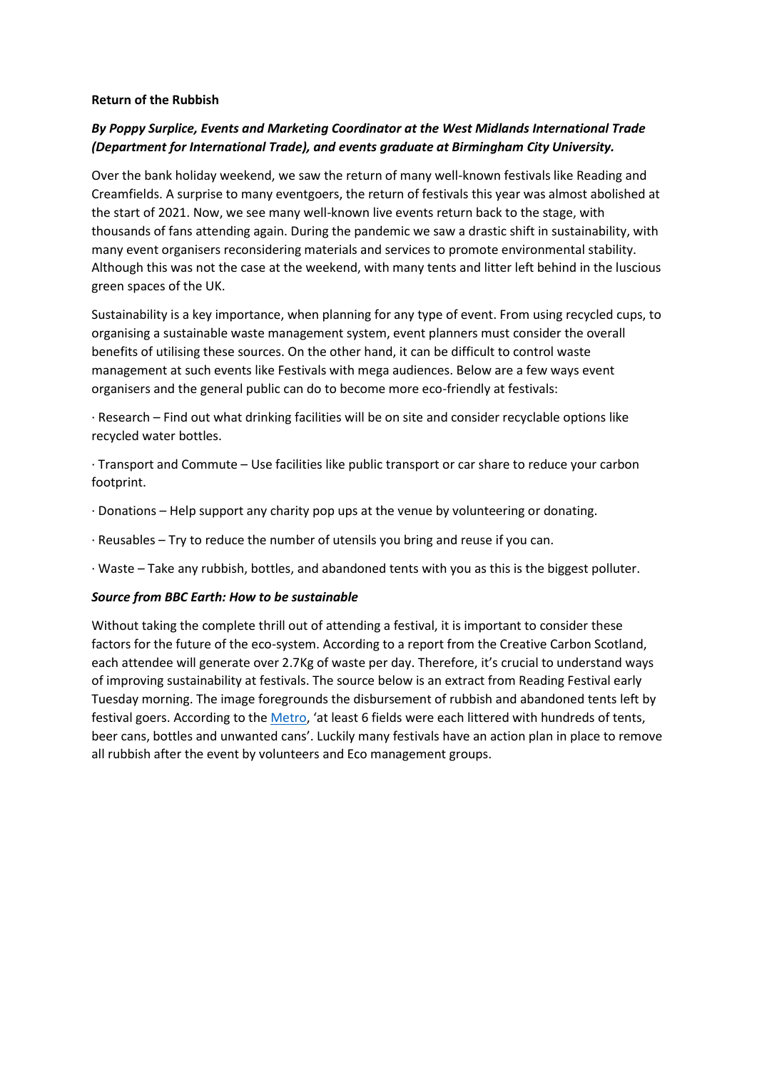**Return of the Rubbish**

***By Poppy Surplice, Events and Marketing Coordinator at the West Midlands International Trade (Department for International Trade), and events graduate at Birmingham City University.***

Over the bank holiday weekend, we saw the return of many well-known festivals like Reading and Creamfields. A surprise to many eventgoers, the return of festivals this year was almost abolished at the start of 2021. Now, we see many well-known live events return back to the stage, with thousands of fans attending again. During the pandemic we saw a drastic shift in sustainability, with many event organisers reconsidering materials and services to promote environmental stability. Although this was not the case at the weekend, with many tents and litter left behind in the luscious green spaces of the UK.

Sustainability is a key importance, when planning for any type of event. From using recycled cups, to organising a sustainable waste management system, event planners must consider the overall benefits of utilising these sources. On the other hand, it can be difficult to control waste management at such events like Festivals with mega audiences. Below are a few ways event organisers and the general public can do to become more eco-friendly at festivals:

· Research – Find out what drinking facilities will be on site and consider recyclable options like recycled water bottles.

· Transport and Commute – Use facilities like public transport or car share to reduce your carbon footprint.

· Donations – Help support any charity pop ups at the venue by volunteering or donating.

· Reusables – Try to reduce the number of utensils you bring and reuse if you can.

· Waste – Take any rubbish, bottles, and abandoned tents with you as this is the biggest polluter.

***Source from BBC Earth: How to be sustainable***

Without taking the complete thrill out of attending a festival, it is important to consider these factors for the future of the eco-system. According to a report from the Creative Carbon Scotland, each attendee will generate over 2.7Kg of waste per day. Therefore, it's crucial to understand ways of improving sustainability at festivals. The source below is an extract from Reading Festival early Tuesday morning. The image foregrounds the disbursement of rubbish and abandoned tents left by festival goers. According to the Metro, 'at least 6 fields were each littered with hundreds of tents, beer cans, bottles and unwanted cans'. Luckily many festivals have an action plan in place to remove all rubbish after the event by volunteers and Eco management groups.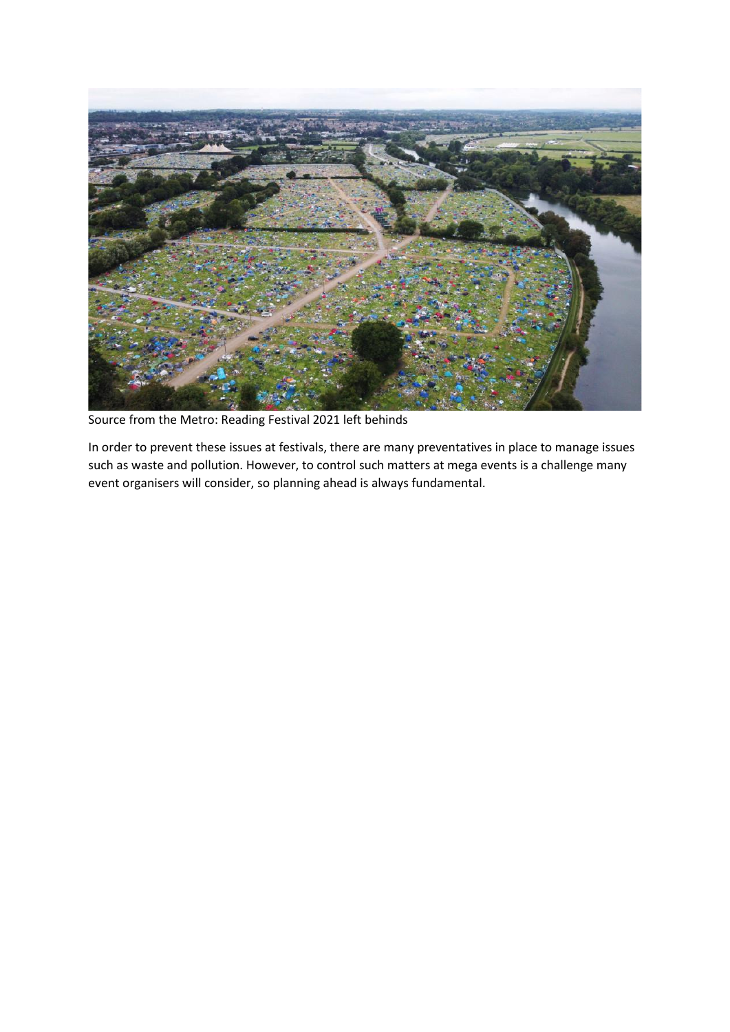Source from the Metro: Reading Festival 2021 left behinds

In order to prevent these issues at festivals, there are many preventatives in place to manage issues such as waste and pollution. However, to control such matters at mega events is a challenge many event organisers will consider, so planning ahead is always fundamental.